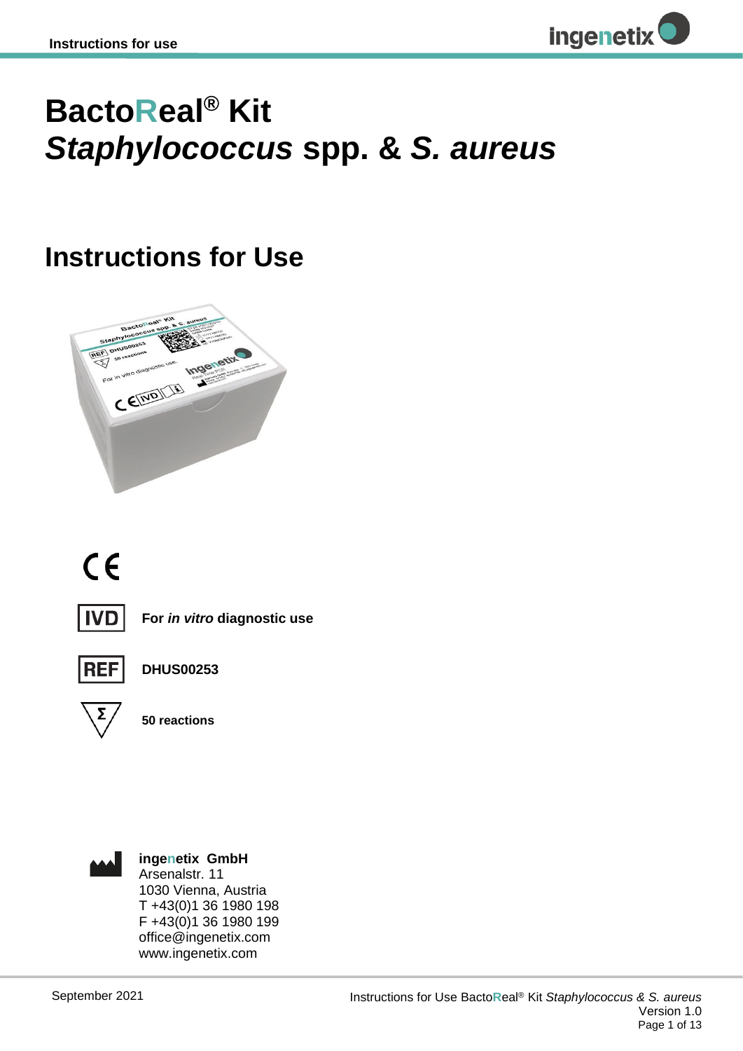# BactoReal® Kit *Staphylococcus* spp. & *S. aureus*

## Instructions for Use

CE

IVD **For *in vitro* diagnostic use**

REF **DHUS00253**

Σ **50 reactions**

**ingenetix GmbH**
Arsenalstr. 11
1030 Vienna, Austria
T +43(0)1 36 1980 198
F +43(0)1 36 1980 199
office@ingenetix.com
www.ingenetix.com

September 2021

Version 1.0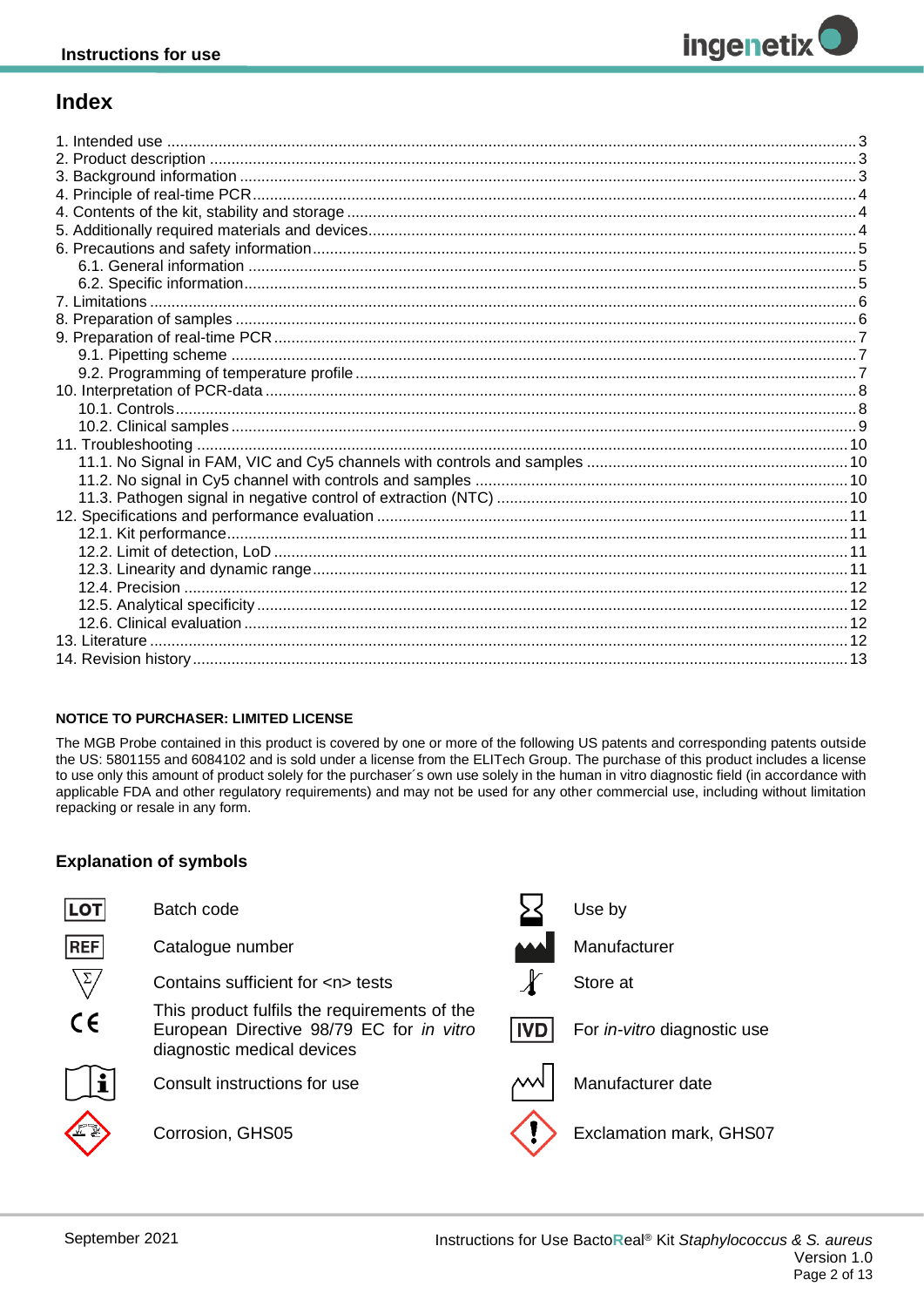## Index

1. Intended use ....................................................................................................................................3
2. Product description ..........................................................................................................................3
3. Background information ...................................................................................................................3
4. Principle of real-time PCR ................................................................................................................4
4. Contents of the kit, stability and storage ..........................................................................................4
5. Additionally required materials and devices .....................................................................................4
6. Precautions and safety information ..................................................................................................5
   - 6.1. General information ..................................................................................................................5
   - 6.2. Specific information ...................................................................................................................5
7. Limitations ........................................................................................................................................6
8. Preparation of samples ....................................................................................................................6
9. Preparation of real-time PCR ...........................................................................................................7
   - 9.1. Pipetting scheme ......................................................................................................................7
   - 9.2. Programming of temperature profile .........................................................................................7
10. Interpretation of PCR-data .............................................................................................................8
    - 10.1. Controls ..................................................................................................................................8
    - 10.2. Clinical samples .....................................................................................................................9
11. Troubleshooting ............................................................................................................................10
    - 11.1. No Signal in FAM, VIC and Cy5 channels with controls and samples ..................................10
    - 11.2. No signal in Cy5 channel with controls and samples ............................................................10
    - 11.3. Pathogen signal in negative control of extraction (NTC) .......................................................10
12. Specifications and performance evaluation ..................................................................................11
    - 12.1. Kit performance .....................................................................................................................11
    - 12.2. Limit of detection, LoD ..........................................................................................................11
    - 12.3. Linearity and dynamic range .................................................................................................11
    - 12.4. Precision ...............................................................................................................................12
    - 12.5. Analytical specificity ..............................................................................................................12
    - 12.6. Clinical evaluation .................................................................................................................12
13. Literature .......................................................................................................................................12
14. Revision history .............................................................................................................................13

**NOTICE TO PURCHASER: LIMITED LICENSE**

The MGB Probe contained in this product is covered by one or more of the following US patents and corresponding patents outside the US: 5801155 and 6084102 and is sold under a license from the ELITech Group. The purchase of this product includes a license to use only this amount of product solely for the purchaser´s own use solely in the human in vitro diagnostic field (in accordance with applicable FDA and other regulatory requirements) and may not be used for any other commercial use, including without limitation repacking or resale in any form.

### Explanation of symbols

| Symbol | Meaning | Symbol | Meaning |
|---|---|---|---|
| LOT | Batch code | | Use by |
| REF | Catalogue number | | Manufacturer |
| Σ | Contains sufficient for <n> tests | | Store at |
| CE | This product fulfils the requirements of the European Directive 98/79 EC for *in vitro* diagnostic medical devices | IVD | For *in-vitro* diagnostic use |
| | Consult instructions for use | | Manufacturer date |
| | Corrosion, GHS05 | | Exclamation mark, GHS07 |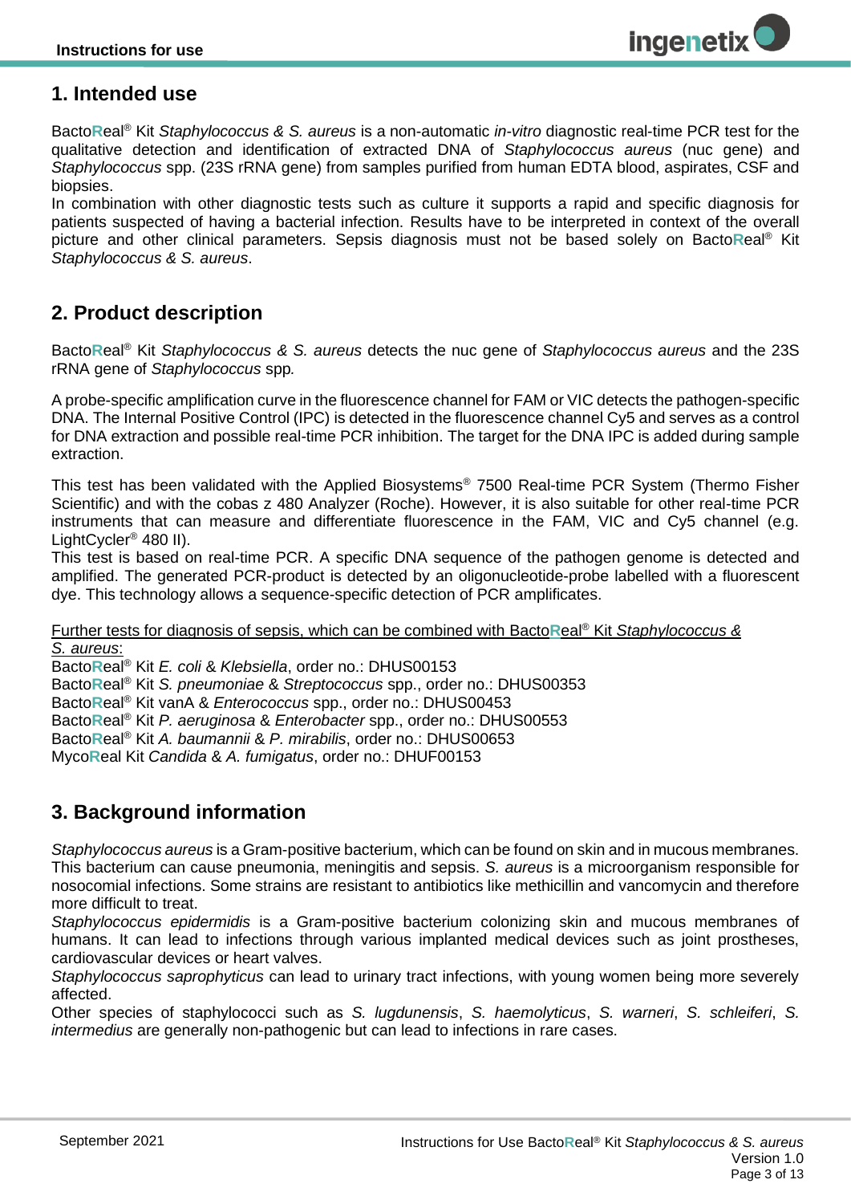## 1. Intended use

BactoReal® Kit *Staphylococcus & S. aureus* is a non-automatic *in-vitro* diagnostic real-time PCR test for the qualitative detection and identification of extracted DNA of *Staphylococcus aureus* (nuc gene) and *Staphylococcus* spp. (23S rRNA gene) from samples purified from human EDTA blood, aspirates, CSF and biopsies.
In combination with other diagnostic tests such as culture it supports a rapid and specific diagnosis for patients suspected of having a bacterial infection. Results have to be interpreted in context of the overall picture and other clinical parameters. Sepsis diagnosis must not be based solely on BactoReal® Kit *Staphylococcus & S. aureus*.

## 2. Product description

BactoReal® Kit *Staphylococcus & S. aureus* detects the nuc gene of *Staphylococcus aureus* and the 23S rRNA gene of *Staphylococcus* spp.

A probe-specific amplification curve in the fluorescence channel for FAM or VIC detects the pathogen-specific DNA. The Internal Positive Control (IPC) is detected in the fluorescence channel Cy5 and serves as a control for DNA extraction and possible real-time PCR inhibition. The target for the DNA IPC is added during sample extraction.

This test has been validated with the Applied Biosystems® 7500 Real-time PCR System (Thermo Fisher Scientific) and with the cobas z 480 Analyzer (Roche). However, it is also suitable for other real-time PCR instruments that can measure and differentiate fluorescence in the FAM, VIC and Cy5 channel (e.g. LightCycler® 480 II).
This test is based on real-time PCR. A specific DNA sequence of the pathogen genome is detected and amplified. The generated PCR-product is detected by an oligonucleotide-probe labelled with a fluorescent dye. This technology allows a sequence-specific detection of PCR amplificates.

Further tests for diagnosis of sepsis, which can be combined with BactoReal® Kit *Staphylococcus & S. aureus*:
BactoReal® Kit *E. coli* & *Klebsiella*, order no.: DHUS00153
BactoReal® Kit *S. pneumoniae* & *Streptococcus* spp., order no.: DHUS00353
BactoReal® Kit vanA & *Enterococcus* spp., order no.: DHUS00453
BactoReal® Kit *P. aeruginosa* & *Enterobacter* spp., order no.: DHUS00553
BactoReal® Kit *A. baumannii* & *P. mirabilis*, order no.: DHUS00653
MycoReal Kit *Candida* & *A. fumigatus*, order no.: DHUF00153

## 3. Background information

*Staphylococcus aureus* is a Gram-positive bacterium, which can be found on skin and in mucous membranes. This bacterium can cause pneumonia, meningitis and sepsis. *S. aureus* is a microorganism responsible for nosocomial infections. Some strains are resistant to antibiotics like methicillin and vancomycin and therefore more difficult to treat.
*Staphylococcus epidermidis* is a Gram-positive bacterium colonizing skin and mucous membranes of humans. It can lead to infections through various implanted medical devices such as joint prostheses, cardiovascular devices or heart valves.
*Staphylococcus saprophyticus* can lead to urinary tract infections, with young women being more severely affected.
Other species of staphylococci such as *S. lugdunensis*, *S. haemolyticus*, *S. warneri*, *S. schleiferi*, *S. intermedius* are generally non-pathogenic but can lead to infections in rare cases.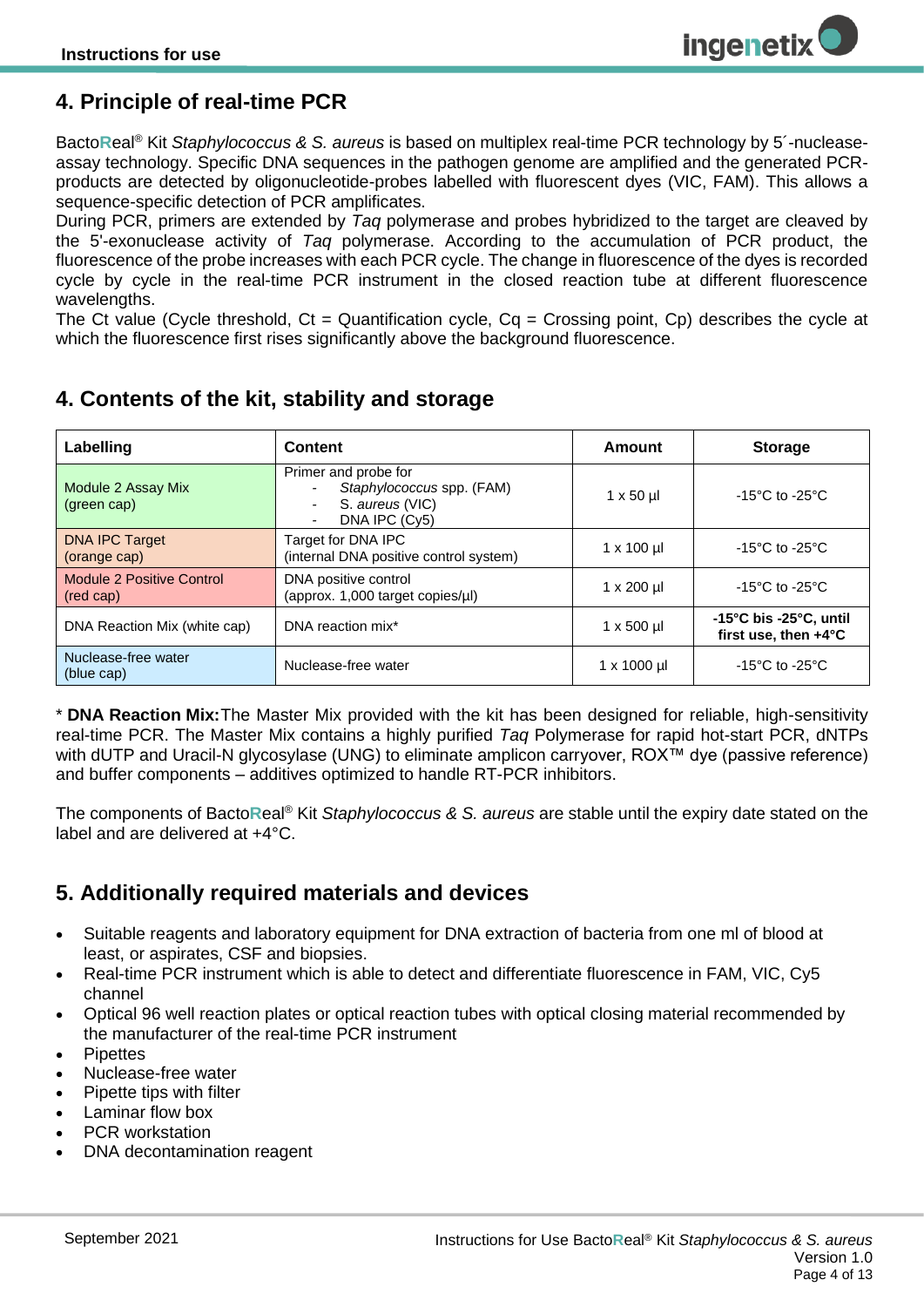## 4. Principle of real-time PCR

BactoReal® Kit *Staphylococcus & S. aureus* is based on multiplex real-time PCR technology by 5´-nuclease-assay technology. Specific DNA sequences in the pathogen genome are amplified and the generated PCR-products are detected by oligonucleotide-probes labelled with fluorescent dyes (VIC, FAM). This allows a sequence-specific detection of PCR amplificates.
During PCR, primers are extended by *Taq* polymerase and probes hybridized to the target are cleaved by the 5'-exonuclease activity of *Taq* polymerase. According to the accumulation of PCR product, the fluorescence of the probe increases with each PCR cycle. The change in fluorescence of the dyes is recorded cycle by cycle in the real-time PCR instrument in the closed reaction tube at different fluorescence wavelengths.
The Ct value (Cycle threshold, Ct = Quantification cycle, Cq = Crossing point, Cp) describes the cycle at which the fluorescence first rises significantly above the background fluorescence.

## 4. Contents of the kit, stability and storage

| Labelling | Content | Amount | Storage |
|---|---|---|---|
| Module 2 Assay Mix (green cap) | Primer and probe for<br>- *Staphylococcus* spp. (FAM)<br>- S. *aureus* (VIC)<br>- DNA IPC (Cy5) | 1 x 50 µl | -15°C to -25°C |
| DNA IPC Target (orange cap) | Target for DNA IPC (internal DNA positive control system) | 1 x 100 µl | -15°C to -25°C |
| Module 2 Positive Control (red cap) | DNA positive control (approx. 1,000 target copies/µl) | 1 x 200 µl | -15°C to -25°C |
| DNA Reaction Mix (white cap) | DNA reaction mix* | 1 x 500 µl | **-15°C bis -25°C, until first use, then +4°C** |
| Nuclease-free water (blue cap) | Nuclease-free water | 1 x 1000 µl | -15°C to -25°C |

* **DNA Reaction Mix:** The Master Mix provided with the kit has been designed for reliable, high-sensitivity real-time PCR. The Master Mix contains a highly purified *Taq* Polymerase for rapid hot-start PCR, dNTPs with dUTP and Uracil-N glycosylase (UNG) to eliminate amplicon carryover, ROX™ dye (passive reference) and buffer components – additives optimized to handle RT-PCR inhibitors.

The components of BactoReal® Kit *Staphylococcus & S. aureus* are stable until the expiry date stated on the label and are delivered at +4°C.

## 5. Additionally required materials and devices

- Suitable reagents and laboratory equipment for DNA extraction of bacteria from one ml of blood at least, or aspirates, CSF and biopsies.
- Real-time PCR instrument which is able to detect and differentiate fluorescence in FAM, VIC, Cy5 channel
- Optical 96 well reaction plates or optical reaction tubes with optical closing material recommended by the manufacturer of the real-time PCR instrument
- Pipettes
- Nuclease-free water
- Pipette tips with filter
- Laminar flow box
- PCR workstation
- DNA decontamination reagent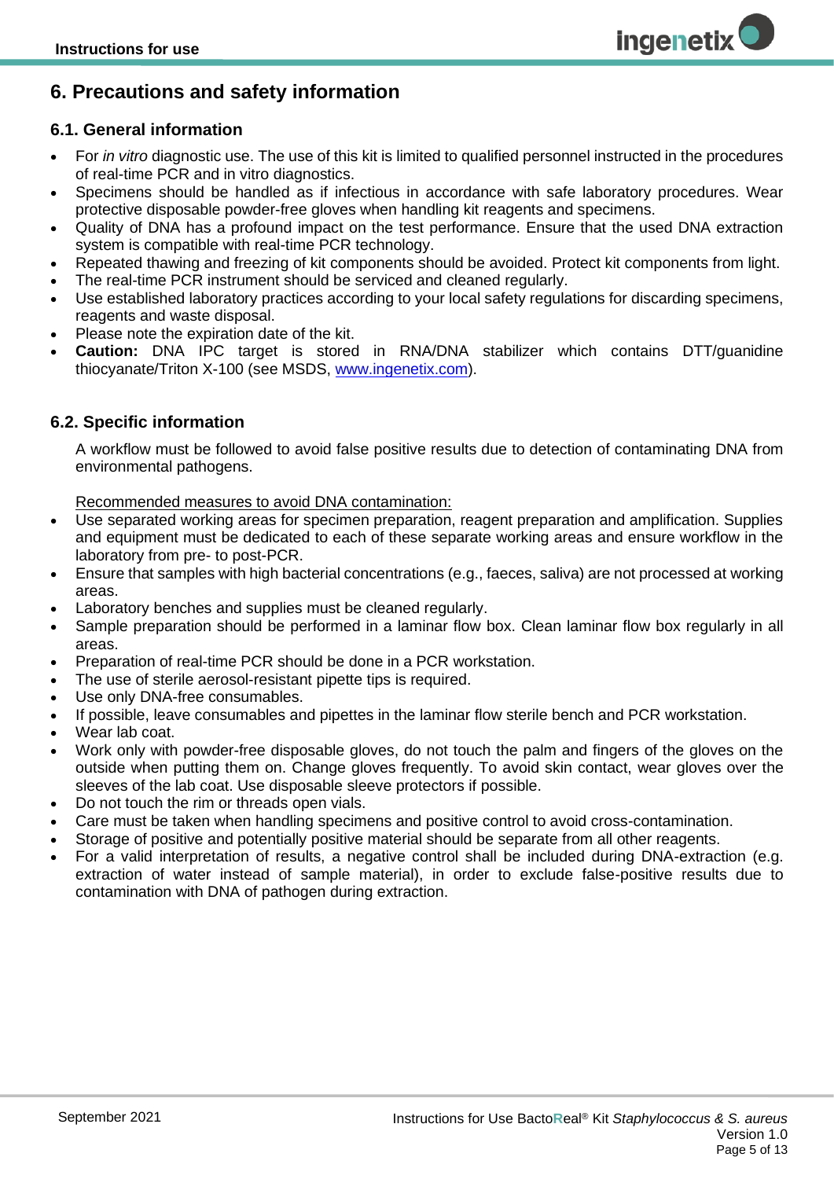## 6. Precautions and safety information

### 6.1. General information

- For *in vitro* diagnostic use. The use of this kit is limited to qualified personnel instructed in the procedures of real-time PCR and in vitro diagnostics.
- Specimens should be handled as if infectious in accordance with safe laboratory procedures. Wear protective disposable powder-free gloves when handling kit reagents and specimens.
- Quality of DNA has a profound impact on the test performance. Ensure that the used DNA extraction system is compatible with real-time PCR technology.
- Repeated thawing and freezing of kit components should be avoided. Protect kit components from light.
- The real-time PCR instrument should be serviced and cleaned regularly.
- Use established laboratory practices according to your local safety regulations for discarding specimens, reagents and waste disposal.
- Please note the expiration date of the kit.
- **Caution:** DNA IPC target is stored in RNA/DNA stabilizer which contains DTT/guanidine thiocyanate/Triton X-100 (see MSDS, www.ingenetix.com).

### 6.2. Specific information

A workflow must be followed to avoid false positive results due to detection of contaminating DNA from environmental pathogens.

Recommended measures to avoid DNA contamination:

- Use separated working areas for specimen preparation, reagent preparation and amplification. Supplies and equipment must be dedicated to each of these separate working areas and ensure workflow in the laboratory from pre- to post-PCR.
- Ensure that samples with high bacterial concentrations (e.g., faeces, saliva) are not processed at working areas.
- Laboratory benches and supplies must be cleaned regularly.
- Sample preparation should be performed in a laminar flow box. Clean laminar flow box regularly in all areas.
- Preparation of real-time PCR should be done in a PCR workstation.
- The use of sterile aerosol-resistant pipette tips is required.
- Use only DNA-free consumables.
- If possible, leave consumables and pipettes in the laminar flow sterile bench and PCR workstation.
- Wear lab coat.
- Work only with powder-free disposable gloves, do not touch the palm and fingers of the gloves on the outside when putting them on. Change gloves frequently. To avoid skin contact, wear gloves over the sleeves of the lab coat. Use disposable sleeve protectors if possible.
- Do not touch the rim or threads open vials.
- Care must be taken when handling specimens and positive control to avoid cross-contamination.
- Storage of positive and potentially positive material should be separate from all other reagents.
- For a valid interpretation of results, a negative control shall be included during DNA-extraction (e.g. extraction of water instead of sample material), in order to exclude false-positive results due to contamination with DNA of pathogen during extraction.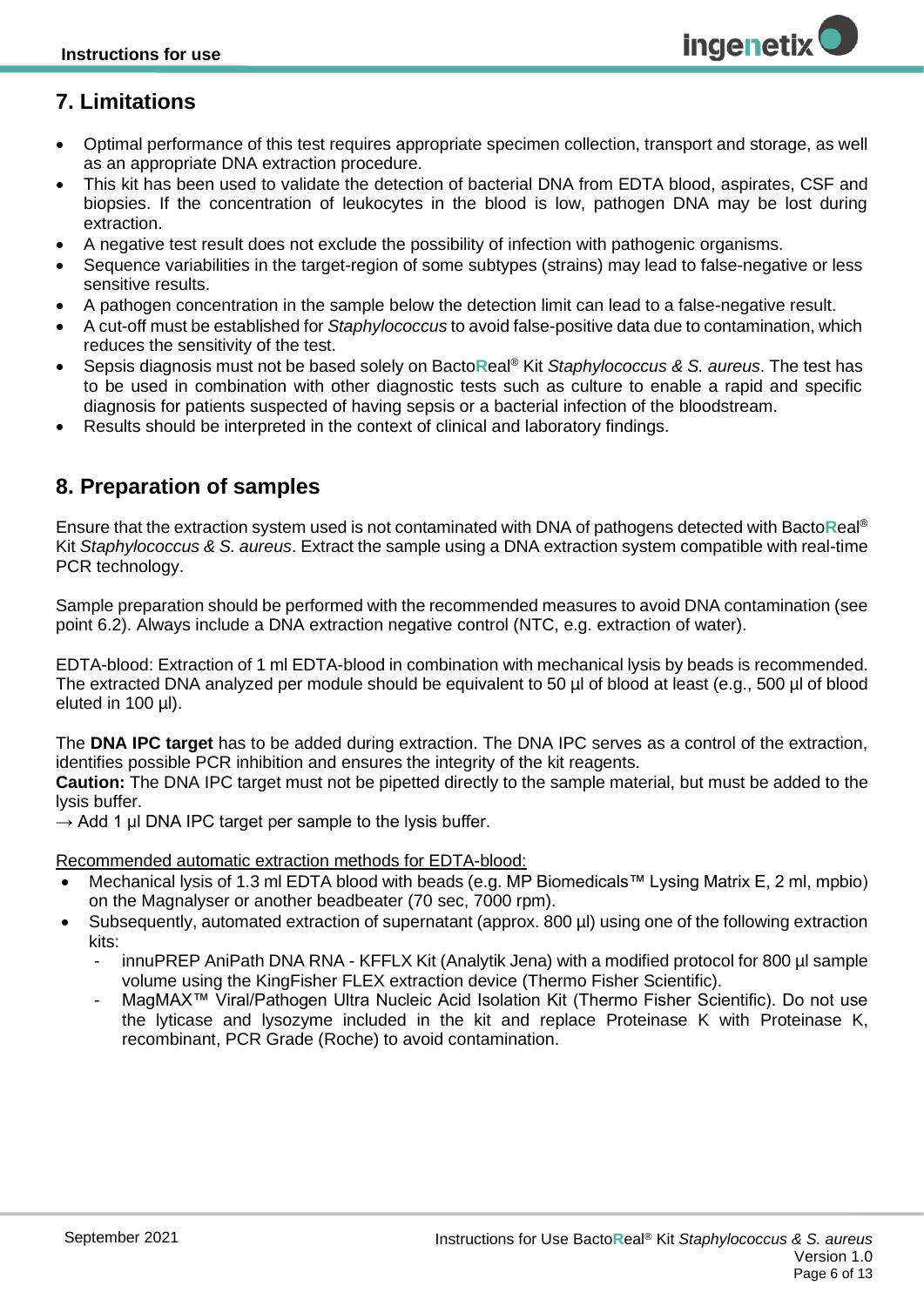## 7. Limitations

- Optimal performance of this test requires appropriate specimen collection, transport and storage, as well as an appropriate DNA extraction procedure.
- This kit has been used to validate the detection of bacterial DNA from EDTA blood, aspirates, CSF and biopsies. If the concentration of leukocytes in the blood is low, pathogen DNA may be lost during extraction.
- A negative test result does not exclude the possibility of infection with pathogenic organisms.
- Sequence variabilities in the target-region of some subtypes (strains) may lead to false-negative or less sensitive results.
- A pathogen concentration in the sample below the detection limit can lead to a false-negative result.
- A cut-off must be established for *Staphylococcus* to avoid false-positive data due to contamination, which reduces the sensitivity of the test.
- Sepsis diagnosis must not be based solely on BactoReal® Kit *Staphylococcus & S. aureus*. The test has to be used in combination with other diagnostic tests such as culture to enable a rapid and specific diagnosis for patients suspected of having sepsis or a bacterial infection of the bloodstream.
- Results should be interpreted in the context of clinical and laboratory findings.

## 8. Preparation of samples

Ensure that the extraction system used is not contaminated with DNA of pathogens detected with BactoReal® Kit *Staphylococcus & S. aureus*. Extract the sample using a DNA extraction system compatible with real-time PCR technology.

Sample preparation should be performed with the recommended measures to avoid DNA contamination (see point 6.2). Always include a DNA extraction negative control (NTC, e.g. extraction of water).

EDTA-blood: Extraction of 1 ml EDTA-blood in combination with mechanical lysis by beads is recommended. The extracted DNA analyzed per module should be equivalent to 50 µl of blood at least (e.g., 500 µl of blood eluted in 100 µl).

The **DNA IPC target** has to be added during extraction. The DNA IPC serves as a control of the extraction, identifies possible PCR inhibition and ensures the integrity of the kit reagents.
**Caution:** The DNA IPC target must not be pipetted directly to the sample material, but must be added to the lysis buffer.
→ Add 1 µl DNA IPC target per sample to the lysis buffer.

Recommended automatic extraction methods for EDTA-blood:

- Mechanical lysis of 1.3 ml EDTA blood with beads (e.g. MP Biomedicals™ Lysing Matrix E, 2 ml, mpbio) on the Magnalyser or another beadbeater (70 sec, 7000 rpm).
- Subsequently, automated extraction of supernatant (approx. 800 µl) using one of the following extraction kits:
  - innuPREP AniPath DNA RNA - KFFLX Kit (Analytik Jena) with a modified protocol for 800 µl sample volume using the KingFisher FLEX extraction device (Thermo Fisher Scientific).
  - MagMAX™ Viral/Pathogen Ultra Nucleic Acid Isolation Kit (Thermo Fisher Scientific). Do not use the lyticase and lysozyme included in the kit and replace Proteinase K with Proteinase K, recombinant, PCR Grade (Roche) to avoid contamination.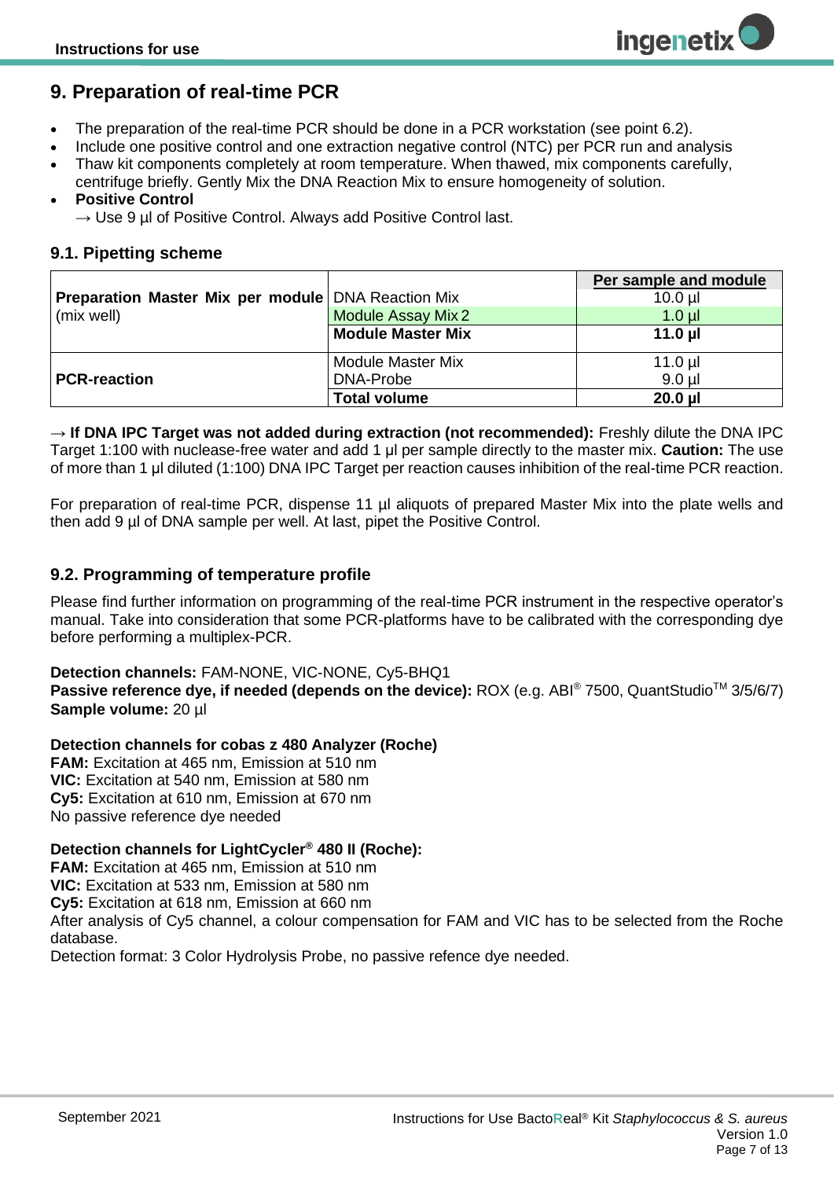## 9. Preparation of real-time PCR

- The preparation of the real-time PCR should be done in a PCR workstation (see point 6.2).
- Include one positive control and one extraction negative control (NTC) per PCR run and analysis
- Thaw kit components completely at room temperature. When thawed, mix components carefully, centrifuge briefly. Gently Mix the DNA Reaction Mix to ensure homogeneity of solution.
- **Positive Control**
  → Use 9 µl of Positive Control. Always add Positive Control last.

### 9.1. Pipetting scheme

| | | Per sample and module |
|---|---|---|
| **Preparation Master Mix per module** (mix well) | DNA Reaction Mix | 10.0 µl |
| | Module Assay Mix 2 | 1.0 µl |
| | **Module Master Mix** | **11.0 µl** |
| **PCR-reaction** | Module Master Mix | 11.0 µl |
| | DNA-Probe | 9.0 µl |
| | **Total volume** | **20.0 µl** |

→ **If DNA IPC Target was not added during extraction (not recommended):** Freshly dilute the DNA IPC Target 1:100 with nuclease-free water and add 1 µl per sample directly to the master mix. **Caution:** The use of more than 1 µl diluted (1:100) DNA IPC Target per reaction causes inhibition of the real-time PCR reaction.

For preparation of real-time PCR, dispense 11 µl aliquots of prepared Master Mix into the plate wells and then add 9 µl of DNA sample per well. At last, pipet the Positive Control.

### 9.2. Programming of temperature profile

Please find further information on programming of the real-time PCR instrument in the respective operator's manual. Take into consideration that some PCR-platforms have to be calibrated with the corresponding dye before performing a multiplex-PCR.

**Detection channels:** FAM-NONE, VIC-NONE, Cy5-BHQ1
**Passive reference dye, if needed (depends on the device):** ROX (e.g. ABI® 7500, QuantStudio™ 3/5/6/7)
**Sample volume:** 20 µl

**Detection channels for cobas z 480 Analyzer (Roche)**
**FAM:** Excitation at 465 nm, Emission at 510 nm
**VIC:** Excitation at 540 nm, Emission at 580 nm
**Cy5:** Excitation at 610 nm, Emission at 670 nm
No passive reference dye needed

**Detection channels for LightCycler® 480 II (Roche):**
**FAM:** Excitation at 465 nm, Emission at 510 nm
**VIC:** Excitation at 533 nm, Emission at 580 nm
**Cy5:** Excitation at 618 nm, Emission at 660 nm
After analysis of Cy5 channel, a colour compensation for FAM and VIC has to be selected from the Roche database.
Detection format: 3 Color Hydrolysis Probe, no passive refence dye needed.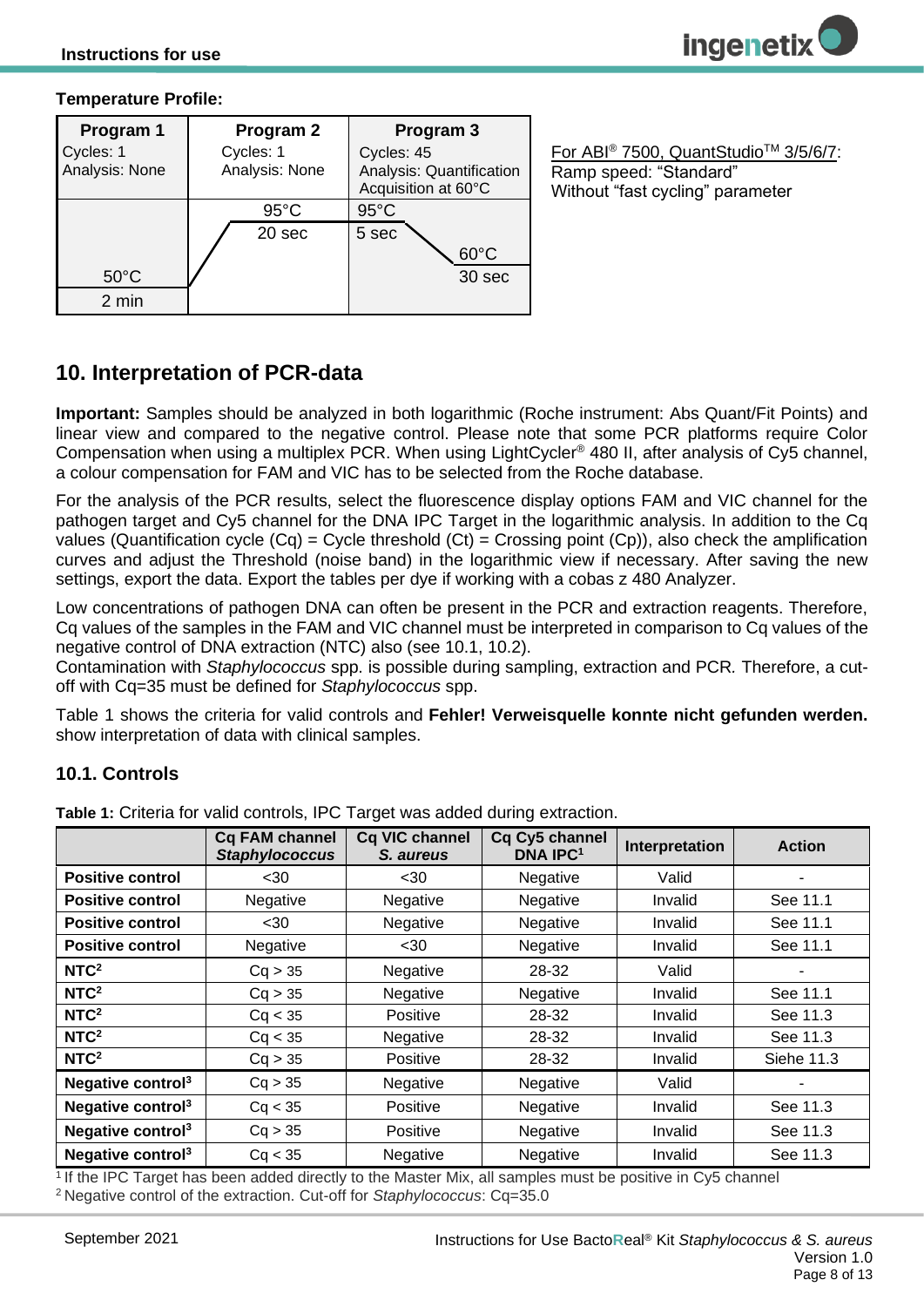**Temperature Profile:**

| Program 1 | Program 2 | Program 3 |
|---|---|---|
| Cycles: 1<br>Analysis: None | Cycles: 1<br>Analysis: None | Cycles: 45<br>Analysis: Quantification<br>Acquisition at 60°C |
| | 95°C<br>20 sec | 95°C<br>5 sec |
| | | 60°C<br>30 sec |
| 50°C<br>2 min | | |

For ABI® 7500, QuantStudio™ 3/5/6/7:
Ramp speed: "Standard"
Without "fast cycling" parameter

## 10. Interpretation of PCR-data

**Important:** Samples should be analyzed in both logarithmic (Roche instrument: Abs Quant/Fit Points) and linear view and compared to the negative control. Please note that some PCR platforms require Color Compensation when using a multiplex PCR. When using LightCycler® 480 II, after analysis of Cy5 channel, a colour compensation for FAM and VIC has to be selected from the Roche database.

For the analysis of the PCR results, select the fluorescence display options FAM and VIC channel for the pathogen target and Cy5 channel for the DNA IPC Target in the logarithmic analysis. In addition to the Cq values (Quantification cycle (Cq) = Cycle threshold (Ct) = Crossing point (Cp)), also check the amplification curves and adjust the Threshold (noise band) in the logarithmic view if necessary. After saving the new settings, export the data. Export the tables per dye if working with a cobas z 480 Analyzer.

Low concentrations of pathogen DNA can often be present in the PCR and extraction reagents. Therefore, Cq values of the samples in the FAM and VIC channel must be interpreted in comparison to Cq values of the negative control of DNA extraction (NTC) also (see 10.1, 10.2).
Contamination with *Staphylococcus* spp. is possible during sampling, extraction and PCR. Therefore, a cut-off with Cq=35 must be defined for *Staphylococcus* spp.

Table 1 shows the criteria for valid controls and **Fehler! Verweisquelle konnte nicht gefunden werden.** show interpretation of data with clinical samples.

### 10.1. Controls

**Table 1:** Criteria for valid controls, IPC Target was added during extraction.

| | Cq FAM channel *Staphylococcus* | Cq VIC channel *S. aureus* | Cq Cy5 channel DNA IPC[1] | Interpretation | Action |
|---|---|---|---|---|---|
| **Positive control** | <30 | <30 | Negative | Valid | - |
| **Positive control** | Negative | Negative | Negative | Invalid | See 11.1 |
| **Positive control** | <30 | Negative | Negative | Invalid | See 11.1 |
| **Positive control** | Negative | <30 | Negative | Invalid | See 11.1 |
| **NTC[2]** | Cq > 35 | Negative | 28-32 | Valid | - |
| **NTC[2]** | Cq > 35 | Negative | Negative | Invalid | See 11.1 |
| **NTC[2]** | Cq < 35 | Positive | 28-32 | Invalid | See 11.3 |
| **NTC[2]** | Cq < 35 | Negative | 28-32 | Invalid | See 11.3 |
| **NTC[2]** | Cq > 35 | Positive | 28-32 | Invalid | Siehe 11.3 |
| **Negative control[3]** | Cq > 35 | Negative | Negative | Valid | - |
| **Negative control[3]** | Cq < 35 | Positive | Negative | Invalid | See 11.3 |
| **Negative control[3]** | Cq > 35 | Positive | Negative | Invalid | See 11.3 |
| **Negative control[3]** | Cq < 35 | Negative | Negative | Invalid | See 11.3 |

[1] If the IPC Target has been added directly to the Master Mix, all samples must be positive in Cy5 channel
[2] Negative control of the extraction. Cut-off for *Staphylococcus*: Cq=35.0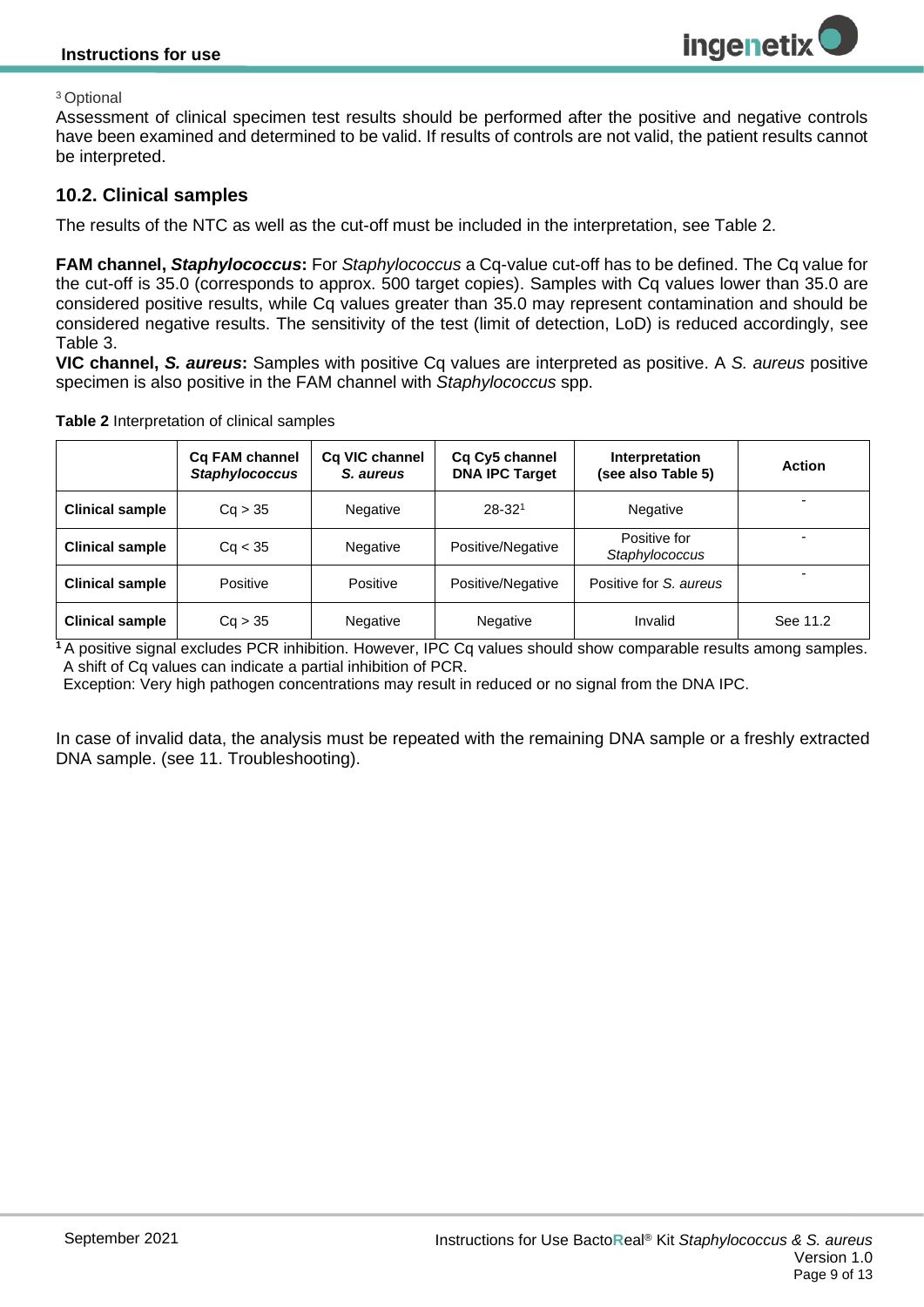[3] Optional

Assessment of clinical specimen test results should be performed after the positive and negative controls have been examined and determined to be valid. If results of controls are not valid, the patient results cannot be interpreted.

## 10.2. Clinical samples

The results of the NTC as well as the cut-off must be included in the interpretation, see Table 2.

**FAM channel, *Staphylococcus*:** For *Staphylococcus* a Cq-value cut-off has to be defined. The Cq value for the cut-off is 35.0 (corresponds to approx. 500 target copies). Samples with Cq values lower than 35.0 are considered positive results, while Cq values greater than 35.0 may represent contamination and should be considered negative results. The sensitivity of the test (limit of detection, LoD) is reduced accordingly, see Table 3.

**VIC channel, *S. aureus*:** Samples with positive Cq values are interpreted as positive. A *S. aureus* positive specimen is also positive in the FAM channel with *Staphylococcus* spp.

**Table 2** Interpretation of clinical samples

| | Cq FAM channel *Staphylococcus* | Cq VIC channel *S. aureus* | Cq Cy5 channel DNA IPC Target | Interpretation (see also Table 5) | Action |
|---|---|---|---|---|---|
| **Clinical sample** | Cq > 35 | Negative | 28-32[1] | Negative | - |
| **Clinical sample** | Cq < 35 | Negative | Positive/Negative | Positive for *Staphylococcus* | - |
| **Clinical sample** | Positive | Positive | Positive/Negative | Positive for *S. aureus* | - |
| **Clinical sample** | Cq > 35 | Negative | Negative | Invalid | See 11.2 |

[1] A positive signal excludes PCR inhibition. However, IPC Cq values should show comparable results among samples. A shift of Cq values can indicate a partial inhibition of PCR.
Exception: Very high pathogen concentrations may result in reduced or no signal from the DNA IPC.

In case of invalid data, the analysis must be repeated with the remaining DNA sample or a freshly extracted DNA sample. (see 11. Troubleshooting).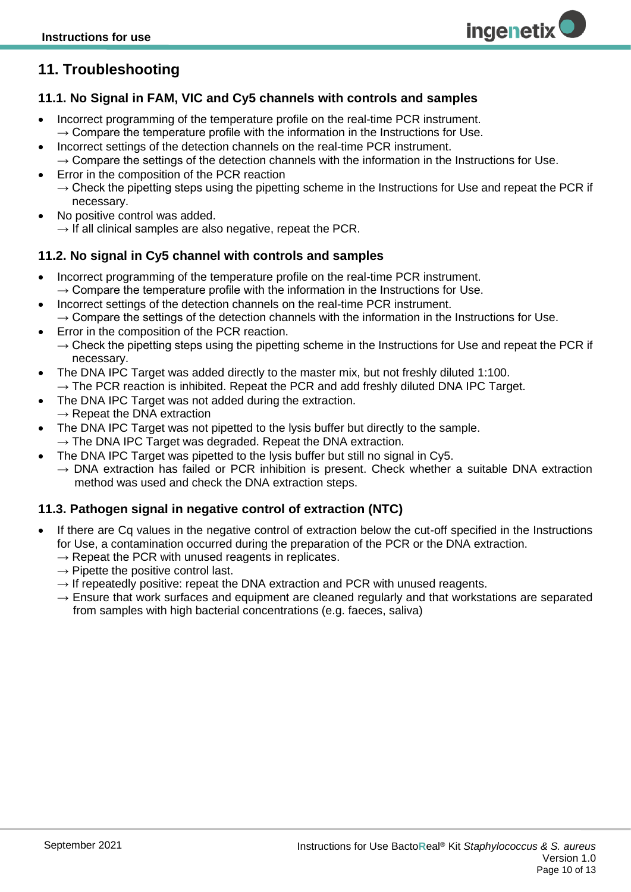## 11. Troubleshooting

### 11.1. No Signal in FAM, VIC and Cy5 channels with controls and samples

- Incorrect programming of the temperature profile on the real-time PCR instrument.
  → Compare the temperature profile with the information in the Instructions for Use.
- Incorrect settings of the detection channels on the real-time PCR instrument.
  → Compare the settings of the detection channels with the information in the Instructions for Use.
- Error in the composition of the PCR reaction
  → Check the pipetting steps using the pipetting scheme in the Instructions for Use and repeat the PCR if necessary.
- No positive control was added.
  → If all clinical samples are also negative, repeat the PCR.

### 11.2. No signal in Cy5 channel with controls and samples

- Incorrect programming of the temperature profile on the real-time PCR instrument.
  → Compare the temperature profile with the information in the Instructions for Use.
- Incorrect settings of the detection channels on the real-time PCR instrument.
  → Compare the settings of the detection channels with the information in the Instructions for Use.
- Error in the composition of the PCR reaction.
  → Check the pipetting steps using the pipetting scheme in the Instructions for Use and repeat the PCR if necessary.
- The DNA IPC Target was added directly to the master mix, but not freshly diluted 1:100.
  → The PCR reaction is inhibited. Repeat the PCR and add freshly diluted DNA IPC Target.
- The DNA IPC Target was not added during the extraction.
  → Repeat the DNA extraction
- The DNA IPC Target was not pipetted to the lysis buffer but directly to the sample.
  → The DNA IPC Target was degraded. Repeat the DNA extraction.
- The DNA IPC Target was pipetted to the lysis buffer but still no signal in Cy5.
  → DNA extraction has failed or PCR inhibition is present. Check whether a suitable DNA extraction method was used and check the DNA extraction steps.

### 11.3. Pathogen signal in negative control of extraction (NTC)

- If there are Cq values in the negative control of extraction below the cut-off specified in the Instructions for Use, a contamination occurred during the preparation of the PCR or the DNA extraction.
  → Repeat the PCR with unused reagents in replicates.
  → Pipette the positive control last.
  → If repeatedly positive: repeat the DNA extraction and PCR with unused reagents.
  → Ensure that work surfaces and equipment are cleaned regularly and that workstations are separated from samples with high bacterial concentrations (e.g. faeces, saliva)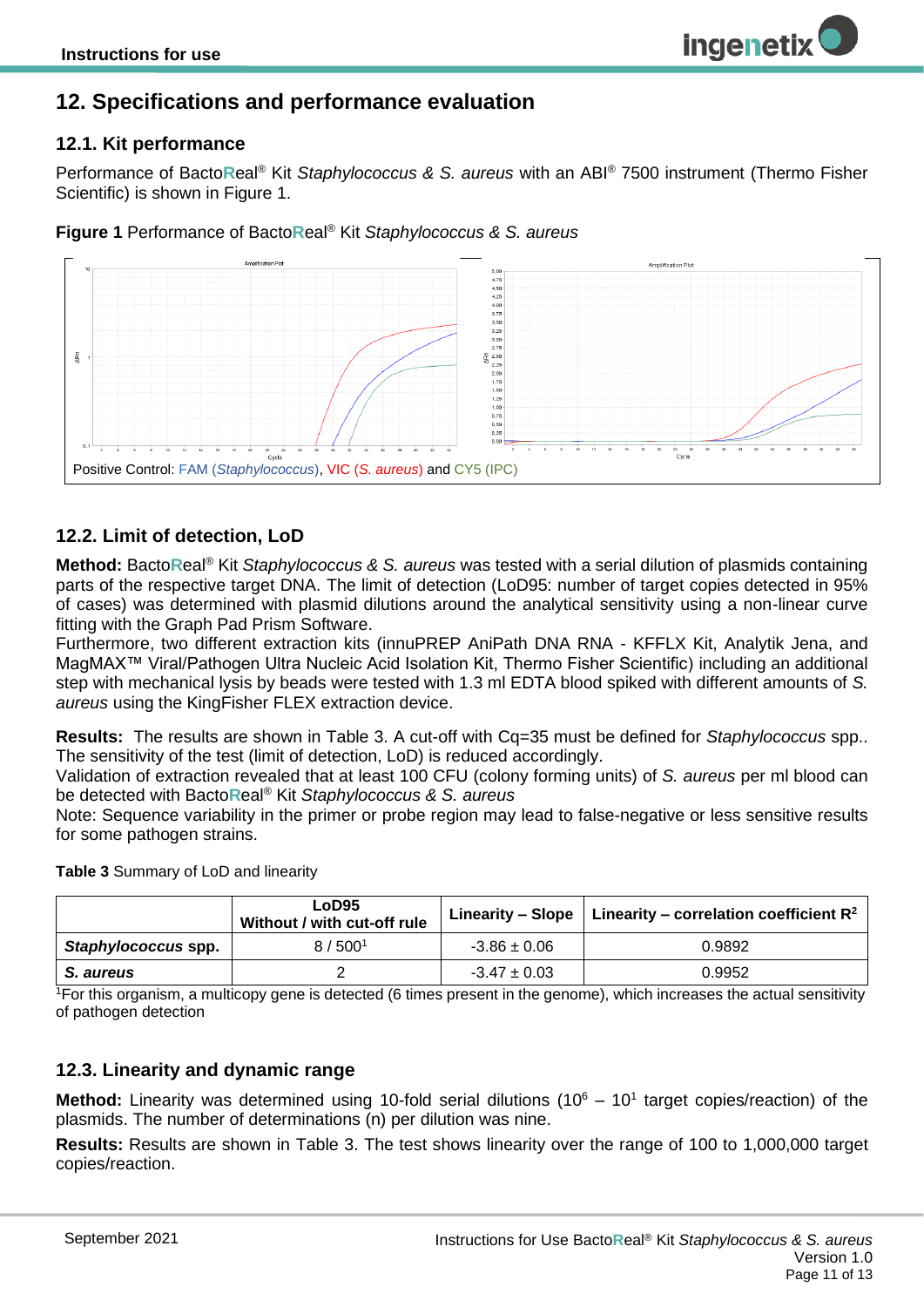# 12. Specifications and performance evaluation

## 12.1. Kit performance

Performance of BactoReal® Kit *Staphylococcus & S. aureus* with an ABI® 7500 instrument (Thermo Fisher Scientific) is shown in Figure 1.

**Figure 1** Performance of BactoReal® Kit *Staphylococcus & S. aureus*

Positive Control: FAM (*Staphylococcus*), VIC (*S. aureus*) and CY5 (IPC)

## 12.2. Limit of detection, LoD

**Method:** BactoReal® Kit *Staphylococcus & S. aureus* was tested with a serial dilution of plasmids containing parts of the respective target DNA. The limit of detection (LoD95: number of target copies detected in 95% of cases) was determined with plasmid dilutions around the analytical sensitivity using a non-linear curve fitting with the Graph Pad Prism Software.
Furthermore, two different extraction kits (innuPREP AniPath DNA RNA - KFFLX Kit, Analytik Jena, and MagMAX™ Viral/Pathogen Ultra Nucleic Acid Isolation Kit, Thermo Fisher Scientific) including an additional step with mechanical lysis by beads were tested with 1.3 ml EDTA blood spiked with different amounts of *S. aureus* using the KingFisher FLEX extraction device.

**Results:** The results are shown in Table 3. A cut-off with Cq=35 must be defined for *Staphylococcus* spp.. The sensitivity of the test (limit of detection, LoD) is reduced accordingly.
Validation of extraction revealed that at least 100 CFU (colony forming units) of *S. aureus* per ml blood can be detected with BactoReal® Kit *Staphylococcus & S. aureus*
Note: Sequence variability in the primer or probe region may lead to false-negative or less sensitive results for some pathogen strains.

**Table 3** Summary of LoD and linearity

| | LoD95 Without / with cut-off rule | Linearity – Slope | Linearity – correlation coefficient $R^2$ |
|---|---|---|---|
| ***Staphylococcus* spp.** | 8 / 500[1] | -3.86 ± 0.06 | 0.9892 |
| ***S. aureus*** | 2 | -3.47 ± 0.03 | 0.9952 |

[1]For this organism, a multicopy gene is detected (6 times present in the genome), which increases the actual sensitivity of pathogen detection

## 12.3. Linearity and dynamic range

**Method:** Linearity was determined using 10-fold serial dilutions ($10^6$ – $10^1$ target copies/reaction) of the plasmids. The number of determinations (n) per dilution was nine.

**Results:** Results are shown in Table 3. The test shows linearity over the range of 100 to 1,000,000 target copies/reaction.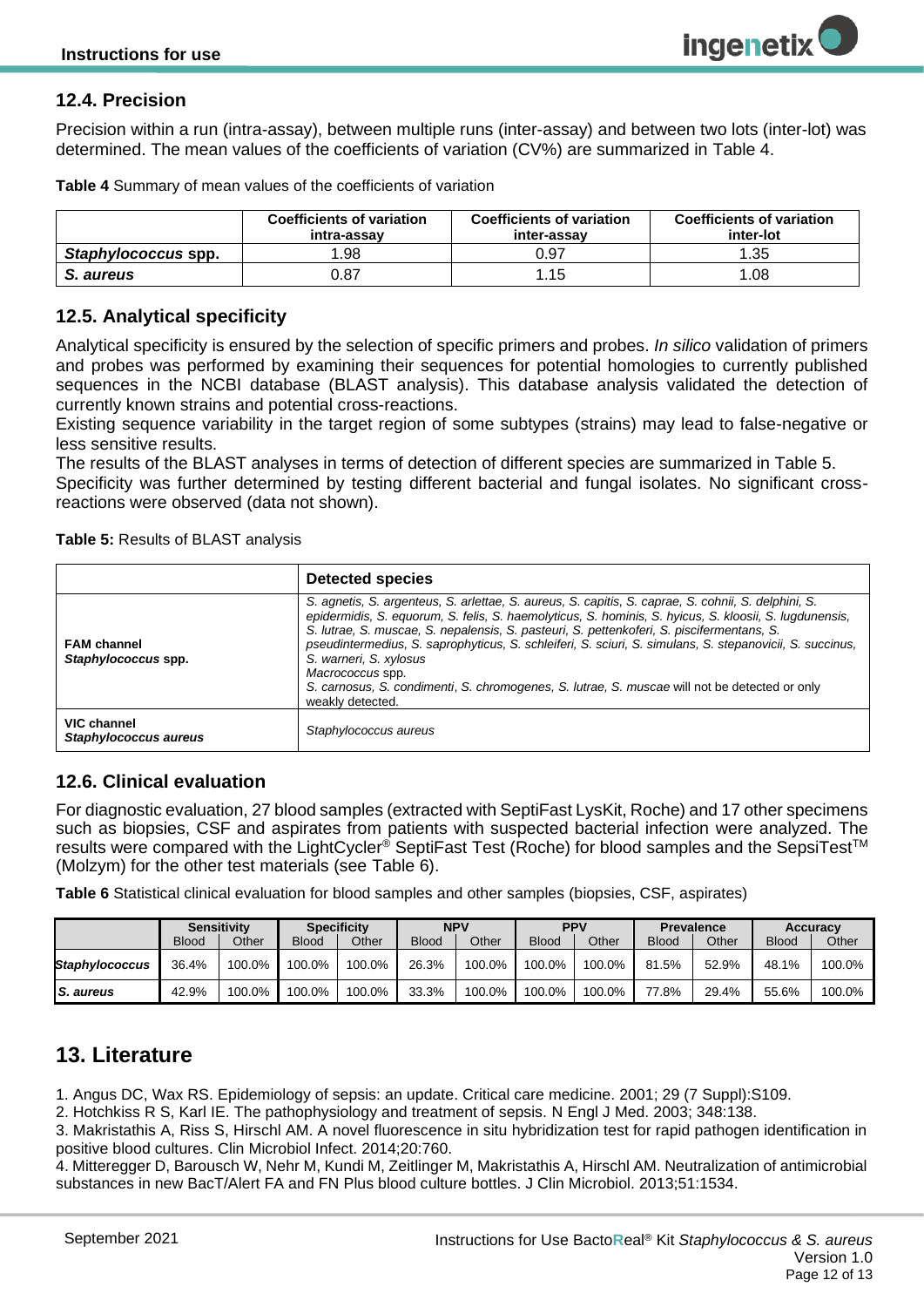## 12.4. Precision

Precision within a run (intra-assay), between multiple runs (inter-assay) and between two lots (inter-lot) was determined. The mean values of the coefficients of variation (CV%) are summarized in Table 4.

**Table 4** Summary of mean values of the coefficients of variation

| | Coefficients of variation intra-assay | Coefficients of variation inter-assay | Coefficients of variation inter-lot |
|---|---|---|---|
| ***Staphylococcus* spp.** | 1.98 | 0.97 | 1.35 |
| ***S. aureus*** | 0.87 | 1.15 | 1.08 |

## 12.5. Analytical specificity

Analytical specificity is ensured by the selection of specific primers and probes. *In silico* validation of primers and probes was performed by examining their sequences for potential homologies to currently published sequences in the NCBI database (BLAST analysis). This database analysis validated the detection of currently known strains and potential cross-reactions.

Existing sequence variability in the target region of some subtypes (strains) may lead to false-negative or less sensitive results.

The results of the BLAST analyses in terms of detection of different species are summarized in Table 5.

Specificity was further determined by testing different bacterial and fungal isolates. No significant cross-reactions were observed (data not shown).

**Table 5:** Results of BLAST analysis

| | Detected species |
|---|---|
| **FAM channel** ***Staphylococcus* spp.** | *S. agnetis, S. argenteus, S. arlettae, S. aureus, S. capitis, S. caprae, S. cohnii, S. delphini, S. epidermidis, S. equorum, S. felis, S. haemolyticus, S. hominis, S. hyicus, S. kloosii, S. lugdunensis, S. lutrae, S. muscae, S. nepalensis, S. pasteuri, S. pettenkoferi, S. piscifermentans, S. pseudintermedius, S. saprophyticus, S. schleiferi, S. sciuri, S. simulans, S. stepanovicii, S. succinus, S. warneri, S. xylosus* <br> *Macrococcus* spp. <br> *S. carnosus, S. condimenti, S. chromogenes, S. lutrae, S. muscae* will not be detected or only weakly detected. |
| **VIC channel** ***Staphylococcus aureus*** | *Staphylococcus aureus* |

## 12.6. Clinical evaluation

For diagnostic evaluation, 27 blood samples (extracted with SeptiFast LysKit, Roche) and 17 other specimens such as biopsies, CSF and aspirates from patients with suspected bacterial infection were analyzed. The results were compared with the LightCycler® SeptiFast Test (Roche) for blood samples and the SepsiTest™ (Molzym) for the other test materials (see Table 6).

**Table 6** Statistical clinical evaluation for blood samples and other samples (biopsies, CSF, aspirates)

| | Sensitivity | | Specificity | | NPV | | PPV | | Prevalence | | Accuracy | |
|---|---|---|---|---|---|---|---|---|---|---|---|---|
| | Blood | Other | Blood | Other | Blood | Other | Blood | Other | Blood | Other | Blood | Other |
| ***Staphylococcus*** | 36.4% | 100.0% | 100.0% | 100.0% | 26.3% | 100.0% | 100.0% | 100.0% | 81.5% | 52.9% | 48.1% | 100.0% |
| ***S. aureus*** | 42.9% | 100.0% | 100.0% | 100.0% | 33.3% | 100.0% | 100.0% | 100.0% | 77.8% | 29.4% | 55.6% | 100.0% |

# 13. Literature

1. Angus DC, Wax RS. Epidemiology of sepsis: an update. Critical care medicine. 2001; 29 (7 Suppl):S109.
2. Hotchkiss R S, Karl IE. The pathophysiology and treatment of sepsis. N Engl J Med. 2003; 348:138.
3. Makristathis A, Riss S, Hirschl AM. A novel fluorescence in situ hybridization test for rapid pathogen identification in positive blood cultures. Clin Microbiol Infect. 2014;20:760.
4. Mitteregger D, Barousch W, Nehr M, Kundi M, Zeitlinger M, Makristathis A, Hirschl AM. Neutralization of antimicrobial substances in new BacT/Alert FA and FN Plus blood culture bottles. J Clin Microbiol. 2013;51:1534.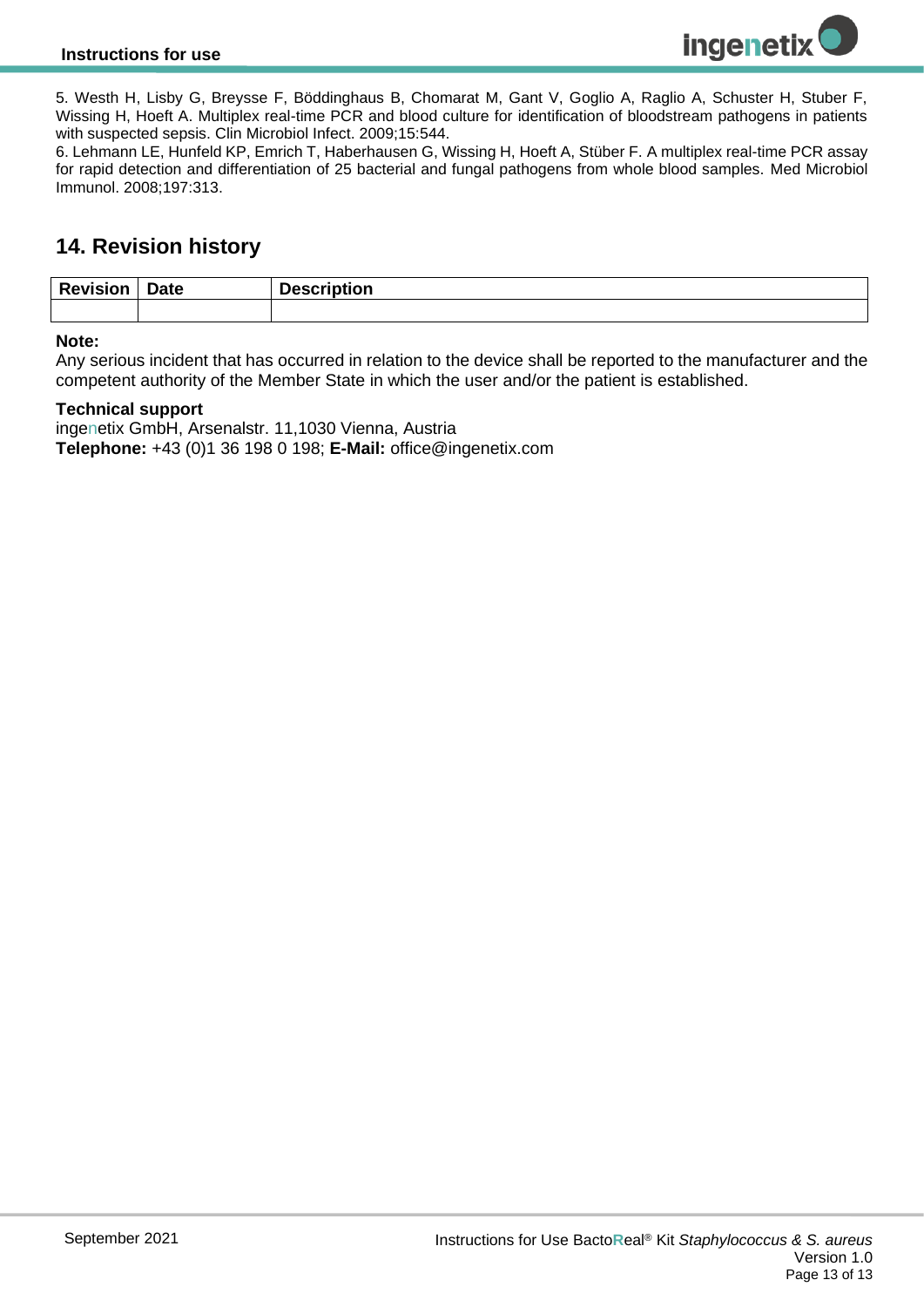5. Westh H, Lisby G, Breysse F, Böddinghaus B, Chomarat M, Gant V, Goglio A, Raglio A, Schuster H, Stuber F, Wissing H, Hoeft A. Multiplex real-time PCR and blood culture for identification of bloodstream pathogens in patients with suspected sepsis. Clin Microbiol Infect. 2009;15:544.

6. Lehmann LE, Hunfeld KP, Emrich T, Haberhausen G, Wissing H, Hoeft A, Stüber F. A multiplex real-time PCR assay for rapid detection and differentiation of 25 bacterial and fungal pathogens from whole blood samples. Med Microbiol Immunol. 2008;197:313.

## 14. Revision history

| Revision | Date | Description |
|---|---|---|
| | | |

**Note:**

Any serious incident that has occurred in relation to the device shall be reported to the manufacturer and the competent authority of the Member State in which the user and/or the patient is established.

**Technical support**

ingenetix GmbH, Arsenalstr. 11,1030 Vienna, Austria
**Telephone:** +43 (0)1 36 198 0 198; **E-Mail:** office@ingenetix.com